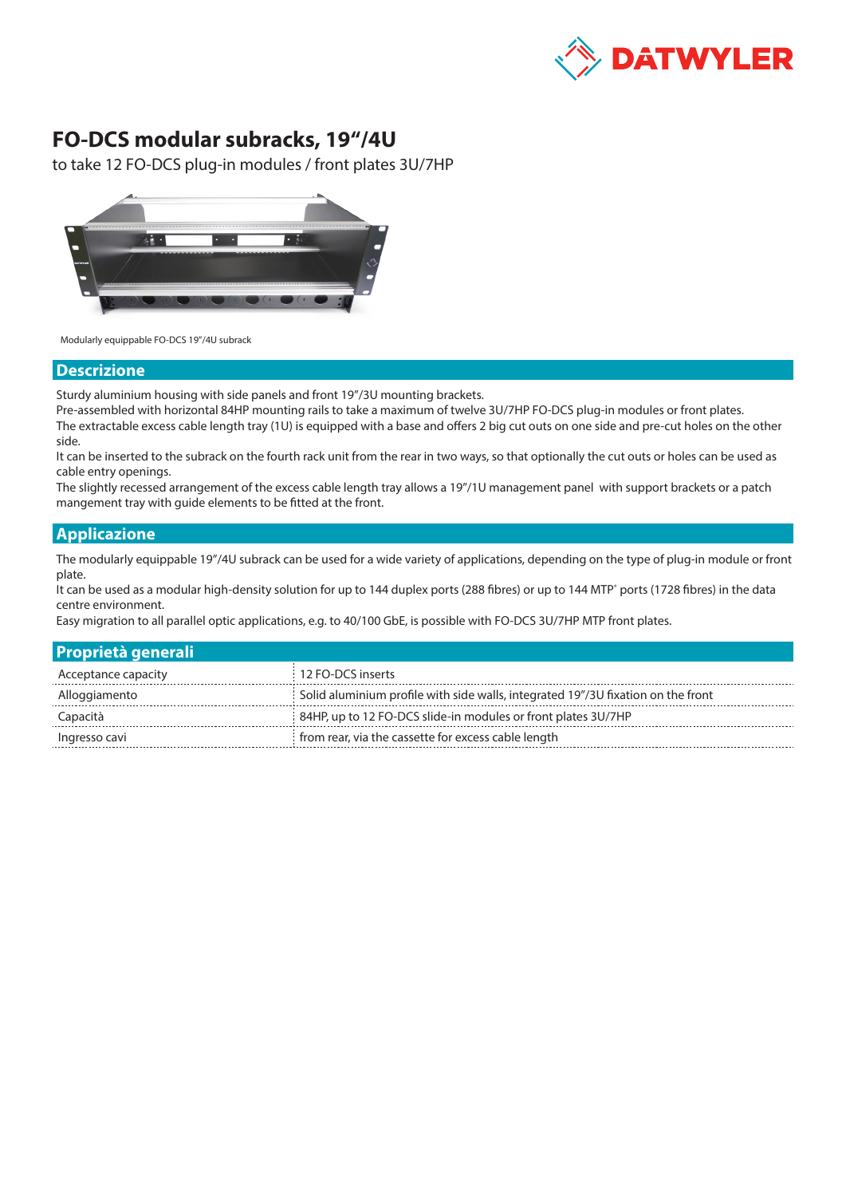# FO-DCS modular subracks, 19“/4U

to take 12 FO-DCS plug-in modules / front plates 3U/7HP

Modularly equippable FO-DCS 19"/4U subrack

## Descrizione

Sturdy aluminium housing with side panels and front 19"/3U mounting brackets.
Pre-assembled with horizontal 84HP mounting rails to take a maximum of twelve 3U/7HP FO-DCS plug-in modules or front plates.
The extractable excess cable length tray (1U) is equipped with a base and offers 2 big cut outs on one side and pre-cut holes on the other side.
It can be inserted to the subrack on the fourth rack unit from the rear in two ways, so that optionally the cut outs or holes can be used as cable entry openings.
The slightly recessed arrangement of the excess cable length tray allows a 19"/1U management panel with support brackets or a patch mangement tray with guide elements to be fitted at the front.

## Applicazione

The modularly equippable 19"/4U subrack can be used for a wide variety of applications, depending on the type of plug-in module or front plate.
It can be used as a modular high-density solution for up to 144 duplex ports (288 fibres) or up to 144 MTP® ports (1728 fibres) in the data centre environment.
Easy migration to all parallel optic applications, e.g. to 40/100 GbE, is possible with FO-DCS 3U/7HP MTP front plates.

## Proprietà generali

| | |
|---|---|
| Acceptance capacity | 12 FO-DCS inserts |
| Alloggiamento | Solid aluminium profile with side walls, integrated 19"/3U fixation on the front |
| Capacità | 84HP, up to 12 FO-DCS slide-in modules or front plates 3U/7HP |
| Ingresso cavi | from rear, via the cassette for excess cable length |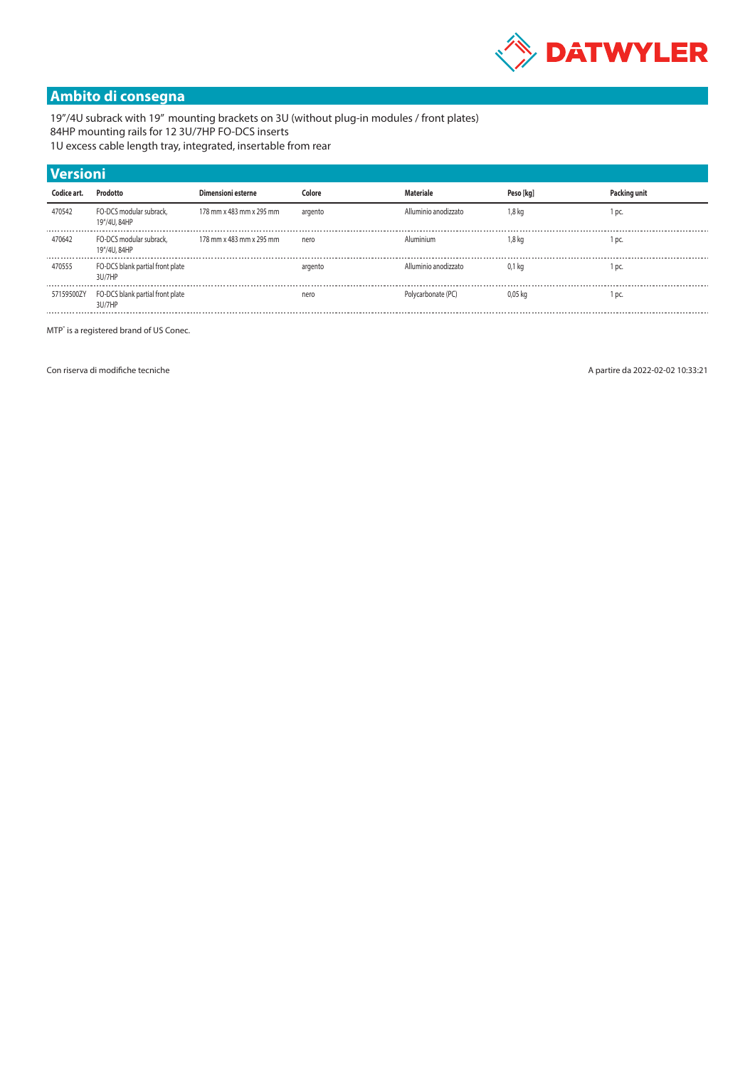## Ambito di consegna

19"/4U subrack with 19" mounting brackets on 3U (without plug-in modules / front plates)
84HP mounting rails for 12 3U/7HP FO-DCS inserts
1U excess cable length tray, integrated, insertable from rear

## Versioni

| Codice art. | Prodotto | Dimensioni esterne | Colore | Materiale | Peso [kg] | Packing unit |
|---|---|---|---|---|---|---|
| 470542 | FO-DCS modular subrack, 19"/4U, 84HP | 178 mm x 483 mm x 295 mm | argento | Alluminio anodizzato | 1,8 kg | 1 pc. |
| 470642 | FO-DCS modular subrack, 19"/4U, 84HP | 178 mm x 483 mm x 295 mm | nero | Aluminium | 1,8 kg | 1 pc. |
| 470555 | FO-DCS blank partial front plate 3U/7HP | | argento | Alluminio anodizzato | 0,1 kg | 1 pc. |
| 57159500ZY | FO-DCS blank partial front plate 3U/7HP | | nero | Polycarbonate (PC) | 0,05 kg | 1 pc. |

MTP® is a registered brand of US Conec.

Con riserva di modifiche tecniche

A partire da 2022-02-02 10:33:21